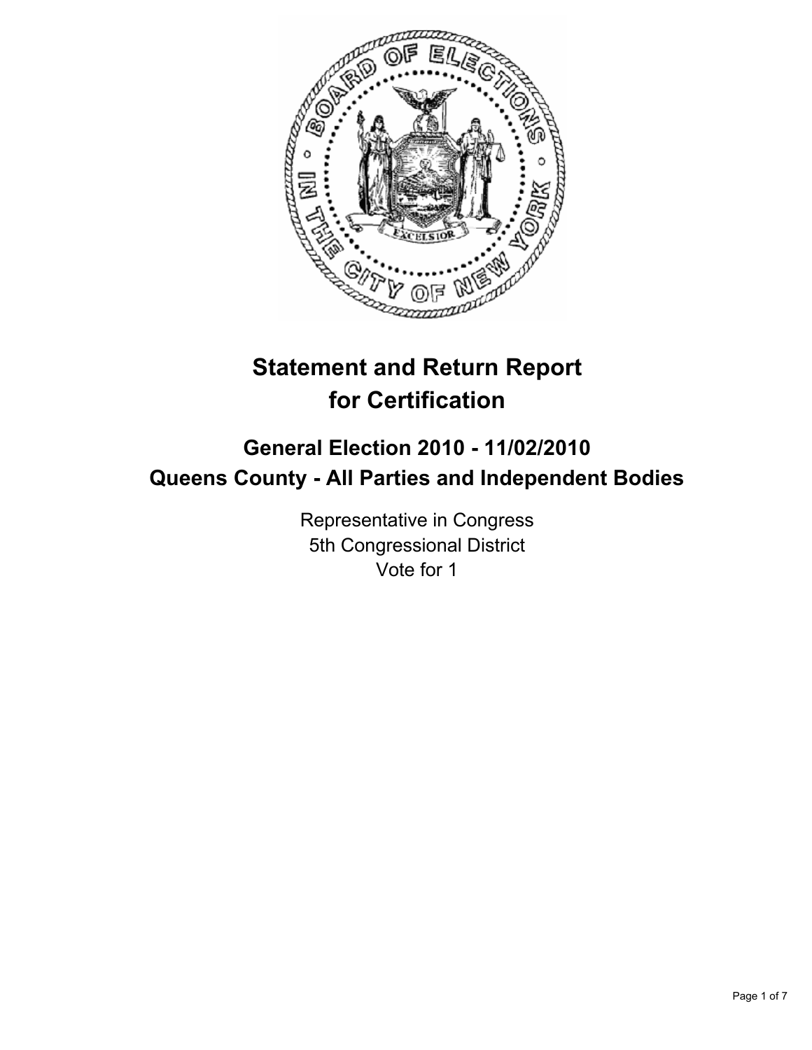# Statement and Return Report for Certification

## General Election 2010 - 11/02/2010
## Queens County - All Parties and Independent Bodies

Representative in Congress
5th Congressional District
Vote for 1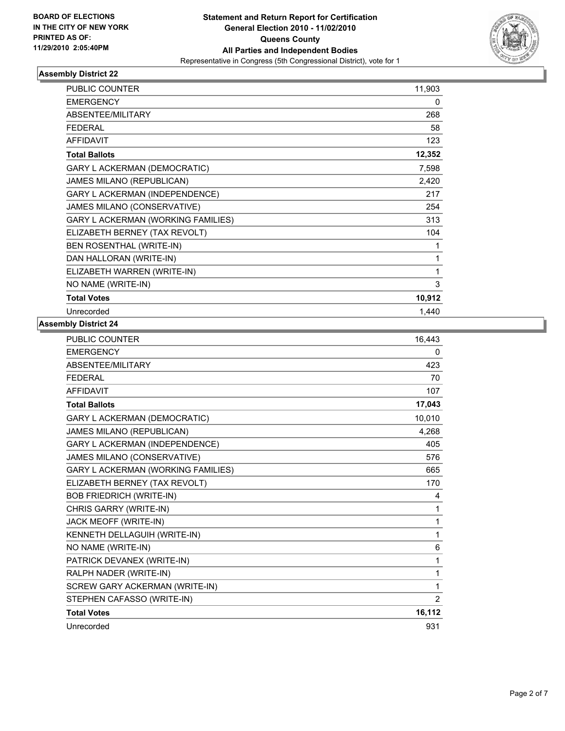BOARD OF ELECTIONS
IN THE CITY OF NEW YORK
PRINTED AS OF:
11/29/2010 2:05:40PM

**Statement and Return Report for Certification**
**General Election 2010 - 11/02/2010**
**Queens County**
**All Parties and Independent Bodies**
Representative in Congress (5th Congressional District), vote for 1

### Assembly District 22

| | |
|---|---|
| PUBLIC COUNTER | 11,903 |
| EMERGENCY | 0 |
| ABSENTEE/MILITARY | 268 |
| FEDERAL | 58 |
| AFFIDAVIT | 123 |
| **Total Ballots** | **12,352** |
| GARY L ACKERMAN (DEMOCRATIC) | 7,598 |
| JAMES MILANO (REPUBLICAN) | 2,420 |
| GARY L ACKERMAN (INDEPENDENCE) | 217 |
| JAMES MILANO (CONSERVATIVE) | 254 |
| GARY L ACKERMAN (WORKING FAMILIES) | 313 |
| ELIZABETH BERNEY (TAX REVOLT) | 104 |
| BEN ROSENTHAL (WRITE-IN) | 1 |
| DAN HALLORAN (WRITE-IN) | 1 |
| ELIZABETH WARREN (WRITE-IN) | 1 |
| NO NAME (WRITE-IN) | 3 |
| **Total Votes** | **10,912** |
| Unrecorded | 1,440 |

### Assembly District 24

| | |
|---|---|
| PUBLIC COUNTER | 16,443 |
| EMERGENCY | 0 |
| ABSENTEE/MILITARY | 423 |
| FEDERAL | 70 |
| AFFIDAVIT | 107 |
| **Total Ballots** | **17,043** |
| GARY L ACKERMAN (DEMOCRATIC) | 10,010 |
| JAMES MILANO (REPUBLICAN) | 4,268 |
| GARY L ACKERMAN (INDEPENDENCE) | 405 |
| JAMES MILANO (CONSERVATIVE) | 576 |
| GARY L ACKERMAN (WORKING FAMILIES) | 665 |
| ELIZABETH BERNEY (TAX REVOLT) | 170 |
| BOB FRIEDRICH (WRITE-IN) | 4 |
| CHRIS GARRY (WRITE-IN) | 1 |
| JACK MEOFF (WRITE-IN) | 1 |
| KENNETH DELLAGUIH (WRITE-IN) | 1 |
| NO NAME (WRITE-IN) | 6 |
| PATRICK DEVANEX (WRITE-IN) | 1 |
| RALPH NADER (WRITE-IN) | 1 |
| SCREW GARY ACKERMAN (WRITE-IN) | 1 |
| STEPHEN CAFASSO (WRITE-IN) | 2 |
| **Total Votes** | **16,112** |
| Unrecorded | 931 |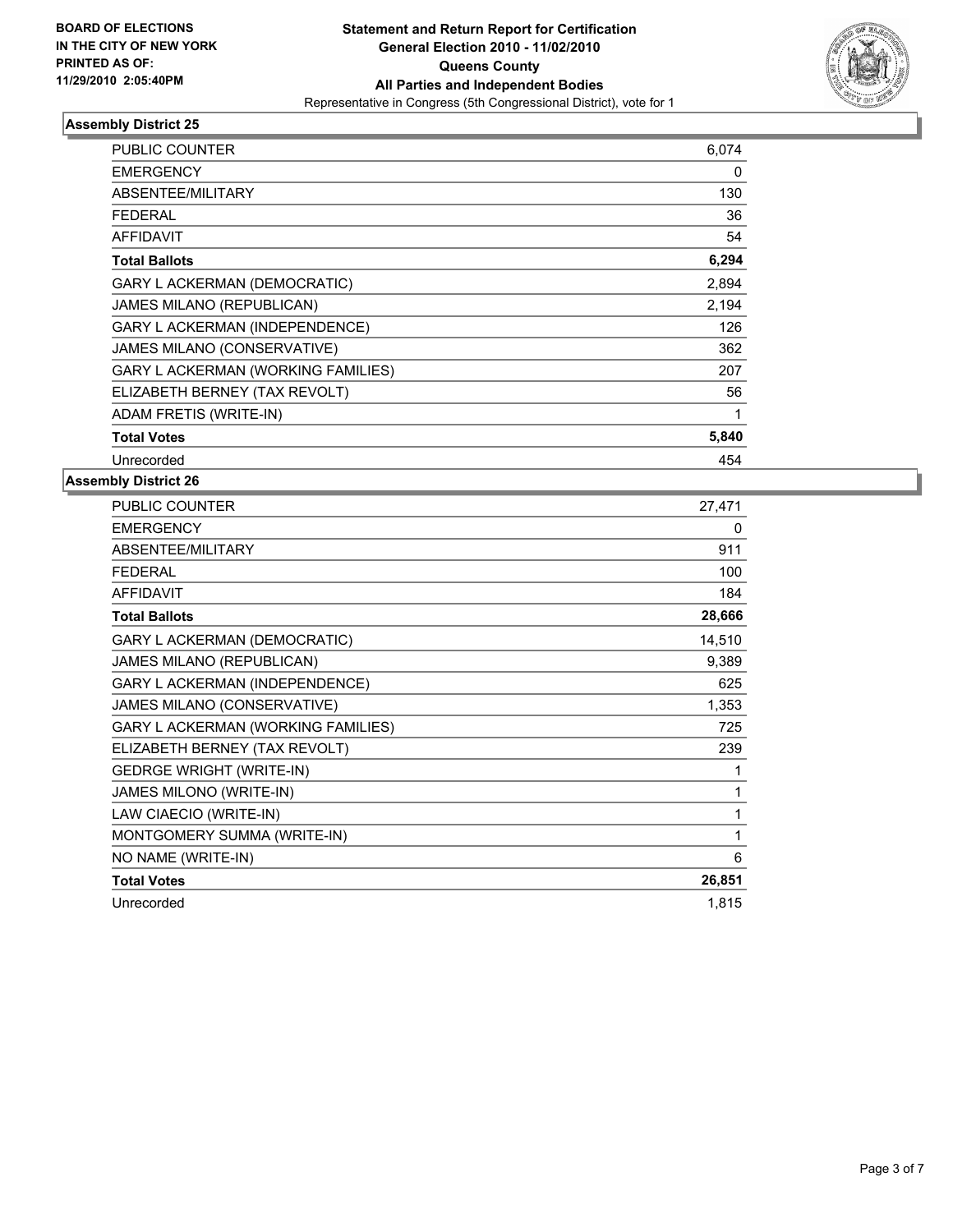**BOARD OF ELECTIONS IN THE CITY OF NEW YORK PRINTED AS OF: 11/29/2010 2:05:40PM**

# Statement and Return Report for Certification
## General Election 2010 - 11/02/2010
## Queens County
## All Parties and Independent Bodies

Representative in Congress (5th Congressional District), vote for 1

### Assembly District 25

| | |
|---|---|
| PUBLIC COUNTER | 6,074 |
| EMERGENCY | 0 |
| ABSENTEE/MILITARY | 130 |
| FEDERAL | 36 |
| AFFIDAVIT | 54 |
| **Total Ballots** | **6,294** |
| GARY L ACKERMAN (DEMOCRATIC) | 2,894 |
| JAMES MILANO (REPUBLICAN) | 2,194 |
| GARY L ACKERMAN (INDEPENDENCE) | 126 |
| JAMES MILANO (CONSERVATIVE) | 362 |
| GARY L ACKERMAN (WORKING FAMILIES) | 207 |
| ELIZABETH BERNEY (TAX REVOLT) | 56 |
| ADAM FRETIS (WRITE-IN) | 1 |
| **Total Votes** | **5,840** |
| Unrecorded | 454 |

### Assembly District 26

| | |
|---|---|
| PUBLIC COUNTER | 27,471 |
| EMERGENCY | 0 |
| ABSENTEE/MILITARY | 911 |
| FEDERAL | 100 |
| AFFIDAVIT | 184 |
| **Total Ballots** | **28,666** |
| GARY L ACKERMAN (DEMOCRATIC) | 14,510 |
| JAMES MILANO (REPUBLICAN) | 9,389 |
| GARY L ACKERMAN (INDEPENDENCE) | 625 |
| JAMES MILANO (CONSERVATIVE) | 1,353 |
| GARY L ACKERMAN (WORKING FAMILIES) | 725 |
| ELIZABETH BERNEY (TAX REVOLT) | 239 |
| GEDRGE WRIGHT (WRITE-IN) | 1 |
| JAMES MILONO (WRITE-IN) | 1 |
| LAW CIAECIO (WRITE-IN) | 1 |
| MONTGOMERY SUMMA (WRITE-IN) | 1 |
| NO NAME (WRITE-IN) | 6 |
| **Total Votes** | **26,851** |
| Unrecorded | 1,815 |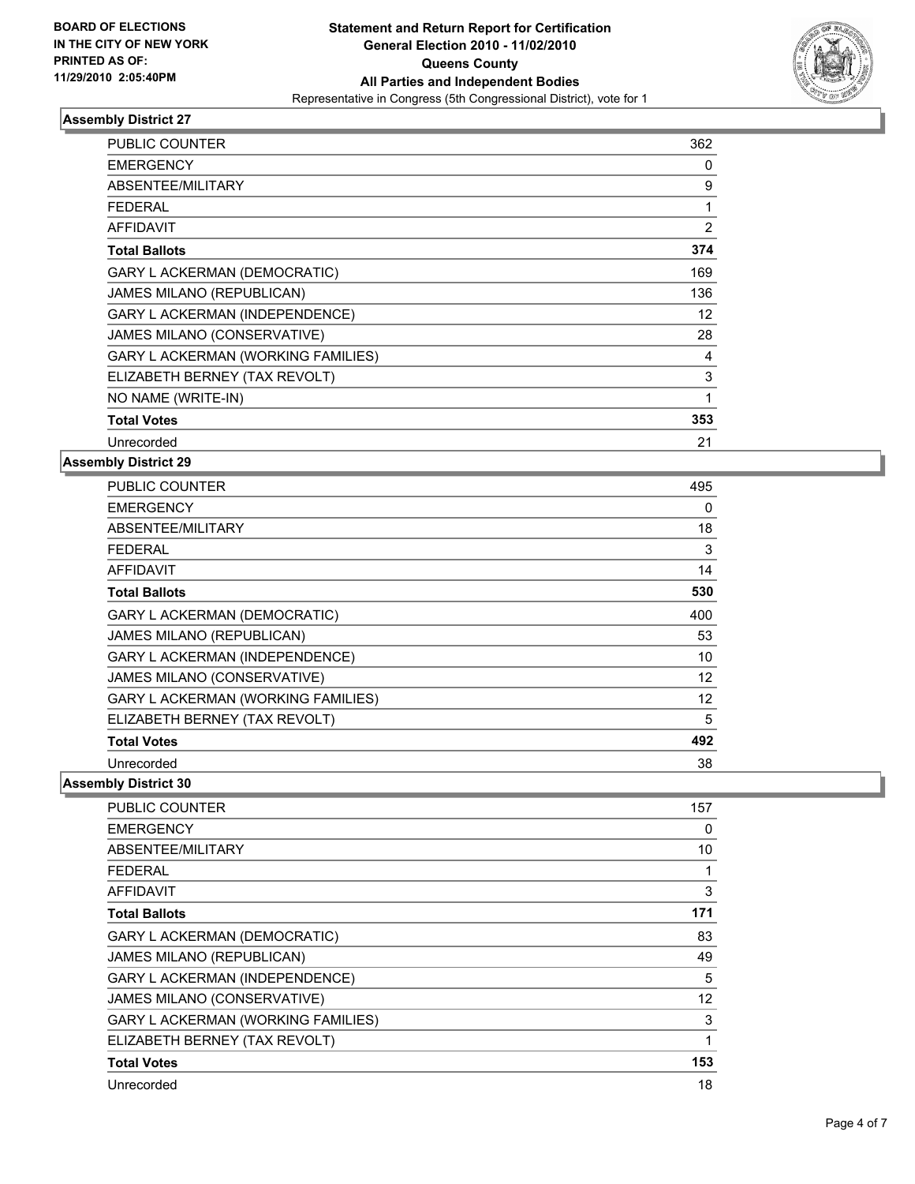**BOARD OF ELECTIONS IN THE CITY OF NEW YORK PRINTED AS OF: 11/29/2010 2:05:40PM**

**Statement and Return Report for Certification**
**General Election 2010 - 11/02/2010**
**Queens County**
**All Parties and Independent Bodies**
Representative in Congress (5th Congressional District), vote for 1

### Assembly District 27

| | |
|---|---|
| PUBLIC COUNTER | 362 |
| EMERGENCY | 0 |
| ABSENTEE/MILITARY | 9 |
| FEDERAL | 1 |
| AFFIDAVIT | 2 |
| **Total Ballots** | **374** |
| GARY L ACKERMAN (DEMOCRATIC) | 169 |
| JAMES MILANO (REPUBLICAN) | 136 |
| GARY L ACKERMAN (INDEPENDENCE) | 12 |
| JAMES MILANO (CONSERVATIVE) | 28 |
| GARY L ACKERMAN (WORKING FAMILIES) | 4 |
| ELIZABETH BERNEY (TAX REVOLT) | 3 |
| NO NAME (WRITE-IN) | 1 |
| **Total Votes** | **353** |
| Unrecorded | 21 |

### Assembly District 29

| | |
|---|---|
| PUBLIC COUNTER | 495 |
| EMERGENCY | 0 |
| ABSENTEE/MILITARY | 18 |
| FEDERAL | 3 |
| AFFIDAVIT | 14 |
| **Total Ballots** | **530** |
| GARY L ACKERMAN (DEMOCRATIC) | 400 |
| JAMES MILANO (REPUBLICAN) | 53 |
| GARY L ACKERMAN (INDEPENDENCE) | 10 |
| JAMES MILANO (CONSERVATIVE) | 12 |
| GARY L ACKERMAN (WORKING FAMILIES) | 12 |
| ELIZABETH BERNEY (TAX REVOLT) | 5 |
| **Total Votes** | **492** |
| Unrecorded | 38 |

### Assembly District 30

| | |
|---|---|
| PUBLIC COUNTER | 157 |
| EMERGENCY | 0 |
| ABSENTEE/MILITARY | 10 |
| FEDERAL | 1 |
| AFFIDAVIT | 3 |
| **Total Ballots** | **171** |
| GARY L ACKERMAN (DEMOCRATIC) | 83 |
| JAMES MILANO (REPUBLICAN) | 49 |
| GARY L ACKERMAN (INDEPENDENCE) | 5 |
| JAMES MILANO (CONSERVATIVE) | 12 |
| GARY L ACKERMAN (WORKING FAMILIES) | 3 |
| ELIZABETH BERNEY (TAX REVOLT) | 1 |
| **Total Votes** | **153** |
| Unrecorded | 18 |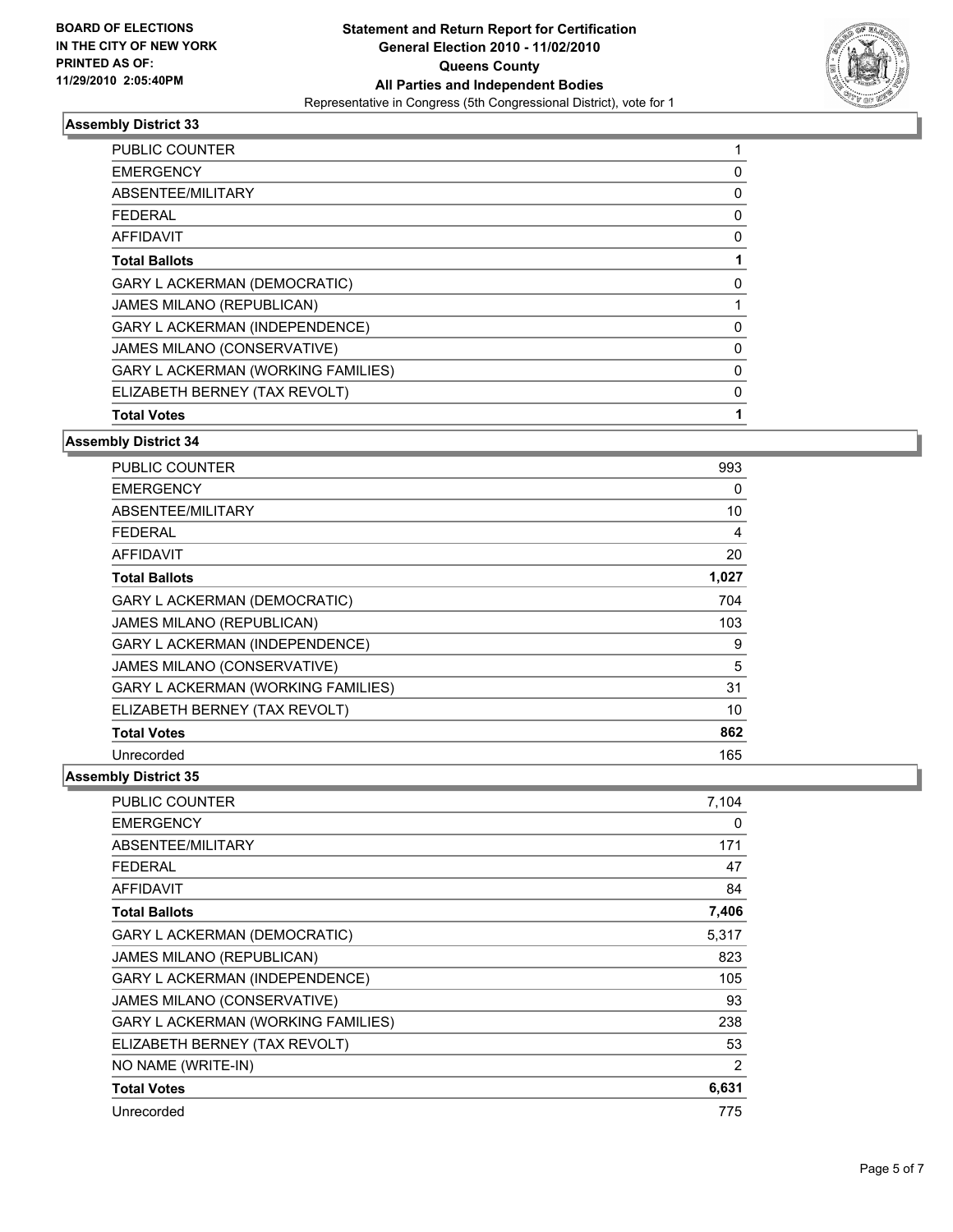BOARD OF ELECTIONS
IN THE CITY OF NEW YORK
PRINTED AS OF:
11/29/2010 2:05:40PM

**Statement and Return Report for Certification**
**General Election 2010 - 11/02/2010**
**Queens County**
**All Parties and Independent Bodies**
Representative in Congress (5th Congressional District), vote for 1

### Assembly District 33

| | |
|---|---|
| PUBLIC COUNTER | 1 |
| EMERGENCY | 0 |
| ABSENTEE/MILITARY | 0 |
| FEDERAL | 0 |
| AFFIDAVIT | 0 |
| **Total Ballots** | **1** |
| GARY L ACKERMAN (DEMOCRATIC) | 0 |
| JAMES MILANO (REPUBLICAN) | 1 |
| GARY L ACKERMAN (INDEPENDENCE) | 0 |
| JAMES MILANO (CONSERVATIVE) | 0 |
| GARY L ACKERMAN (WORKING FAMILIES) | 0 |
| ELIZABETH BERNEY (TAX REVOLT) | 0 |
| **Total Votes** | **1** |

### Assembly District 34

| | |
|---|---|
| PUBLIC COUNTER | 993 |
| EMERGENCY | 0 |
| ABSENTEE/MILITARY | 10 |
| FEDERAL | 4 |
| AFFIDAVIT | 20 |
| **Total Ballots** | **1,027** |
| GARY L ACKERMAN (DEMOCRATIC) | 704 |
| JAMES MILANO (REPUBLICAN) | 103 |
| GARY L ACKERMAN (INDEPENDENCE) | 9 |
| JAMES MILANO (CONSERVATIVE) | 5 |
| GARY L ACKERMAN (WORKING FAMILIES) | 31 |
| ELIZABETH BERNEY (TAX REVOLT) | 10 |
| **Total Votes** | **862** |
| Unrecorded | 165 |

### Assembly District 35

| | |
|---|---|
| PUBLIC COUNTER | 7,104 |
| EMERGENCY | 0 |
| ABSENTEE/MILITARY | 171 |
| FEDERAL | 47 |
| AFFIDAVIT | 84 |
| **Total Ballots** | **7,406** |
| GARY L ACKERMAN (DEMOCRATIC) | 5,317 |
| JAMES MILANO (REPUBLICAN) | 823 |
| GARY L ACKERMAN (INDEPENDENCE) | 105 |
| JAMES MILANO (CONSERVATIVE) | 93 |
| GARY L ACKERMAN (WORKING FAMILIES) | 238 |
| ELIZABETH BERNEY (TAX REVOLT) | 53 |
| NO NAME (WRITE-IN) | 2 |
| **Total Votes** | **6,631** |
| Unrecorded | 775 |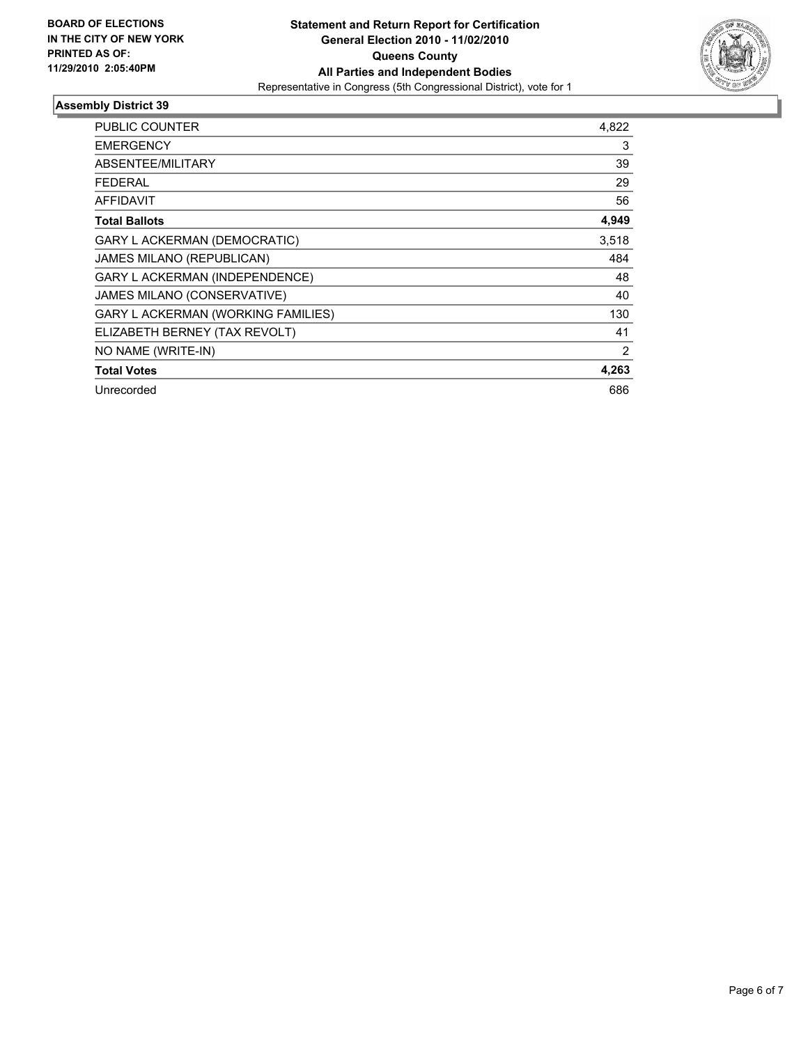**BOARD OF ELECTIONS IN THE CITY OF NEW YORK PRINTED AS OF: 11/29/2010 2:05:40PM**

**Statement and Return Report for Certification**
**General Election 2010 - 11/02/2010**
**Queens County**
**All Parties and Independent Bodies**
Representative in Congress (5th Congressional District), vote for 1

## Assembly District 39

| | |
|---|---|
| PUBLIC COUNTER | 4,822 |
| EMERGENCY | 3 |
| ABSENTEE/MILITARY | 39 |
| FEDERAL | 29 |
| AFFIDAVIT | 56 |
| **Total Ballots** | **4,949** |
| GARY L ACKERMAN (DEMOCRATIC) | 3,518 |
| JAMES MILANO (REPUBLICAN) | 484 |
| GARY L ACKERMAN (INDEPENDENCE) | 48 |
| JAMES MILANO (CONSERVATIVE) | 40 |
| GARY L ACKERMAN (WORKING FAMILIES) | 130 |
| ELIZABETH BERNEY (TAX REVOLT) | 41 |
| NO NAME (WRITE-IN) | 2 |
| **Total Votes** | **4,263** |
| Unrecorded | 686 |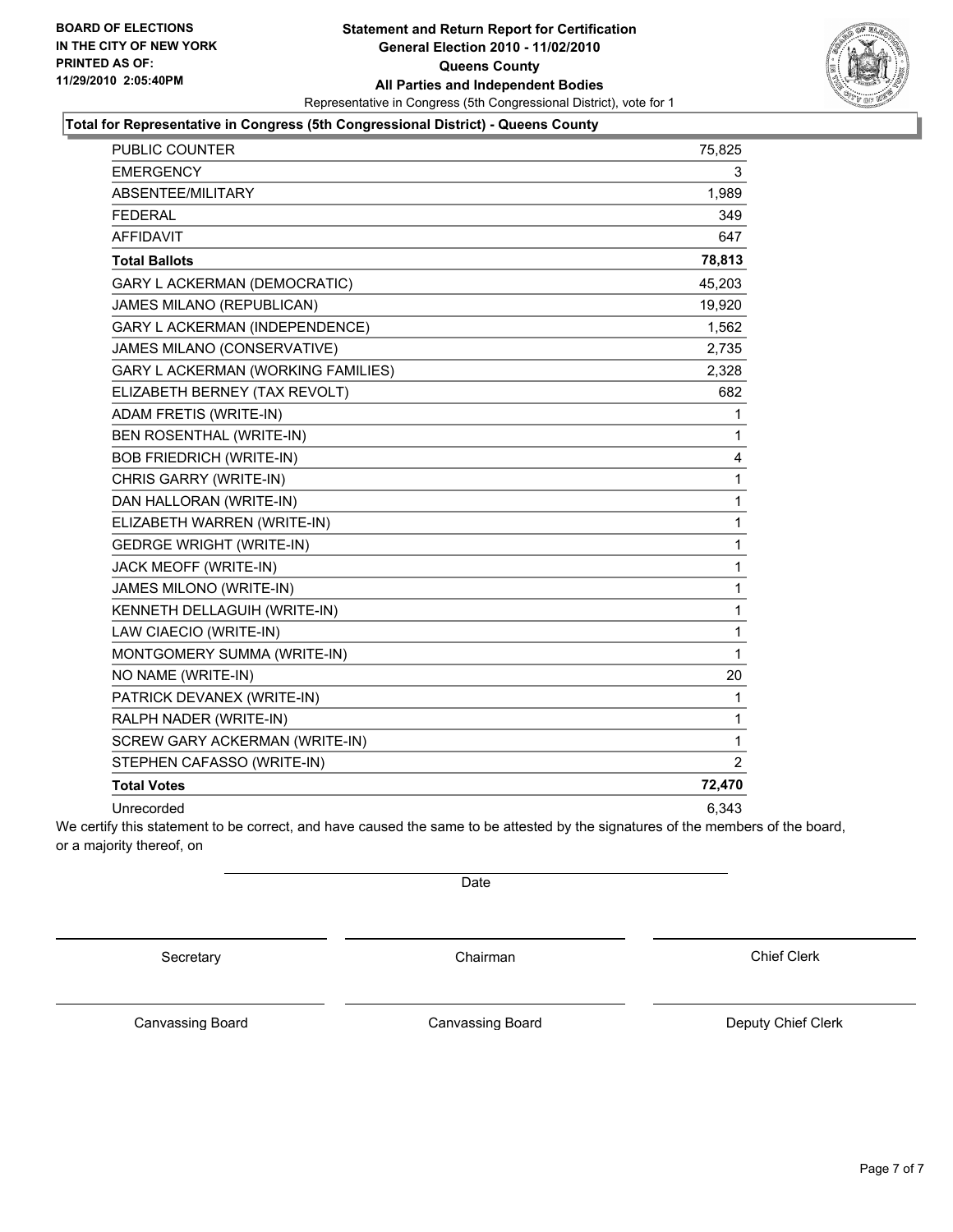**BOARD OF ELECTIONS IN THE CITY OF NEW YORK PRINTED AS OF: 11/29/2010 2:05:40PM**

# Statement and Return Report for Certification General Election 2010 - 11/02/2010 Queens County All Parties and Independent Bodies

Representative in Congress (5th Congressional District), vote for 1

## Total for Representative in Congress (5th Congressional District) - Queens County

| | |
|---|---|
| PUBLIC COUNTER | 75,825 |
| EMERGENCY | 3 |
| ABSENTEE/MILITARY | 1,989 |
| FEDERAL | 349 |
| AFFIDAVIT | 647 |
| **Total Ballots** | **78,813** |
| GARY L ACKERMAN (DEMOCRATIC) | 45,203 |
| JAMES MILANO (REPUBLICAN) | 19,920 |
| GARY L ACKERMAN (INDEPENDENCE) | 1,562 |
| JAMES MILANO (CONSERVATIVE) | 2,735 |
| GARY L ACKERMAN (WORKING FAMILIES) | 2,328 |
| ELIZABETH BERNEY (TAX REVOLT) | 682 |
| ADAM FRETIS (WRITE-IN) | 1 |
| BEN ROSENTHAL (WRITE-IN) | 1 |
| BOB FRIEDRICH (WRITE-IN) | 4 |
| CHRIS GARRY (WRITE-IN) | 1 |
| DAN HALLORAN (WRITE-IN) | 1 |
| ELIZABETH WARREN (WRITE-IN) | 1 |
| GEDRGE WRIGHT (WRITE-IN) | 1 |
| JACK MEOFF (WRITE-IN) | 1 |
| JAMES MILONO (WRITE-IN) | 1 |
| KENNETH DELLAGUIH (WRITE-IN) | 1 |
| LAW CIAECIO (WRITE-IN) | 1 |
| MONTGOMERY SUMMA (WRITE-IN) | 1 |
| NO NAME (WRITE-IN) | 20 |
| PATRICK DEVANEX (WRITE-IN) | 1 |
| RALPH NADER (WRITE-IN) | 1 |
| SCREW GARY ACKERMAN (WRITE-IN) | 1 |
| STEPHEN CAFASSO (WRITE-IN) | 2 |
| **Total Votes** | **72,470** |
| Unrecorded | 6,343 |

We certify this statement to be correct, and have caused the same to be attested by the signatures of the members of the board, or a majority thereof, on

Date

Secretary | Chairman | Chief Clerk

Canvassing Board | Canvassing Board | Deputy Chief Clerk